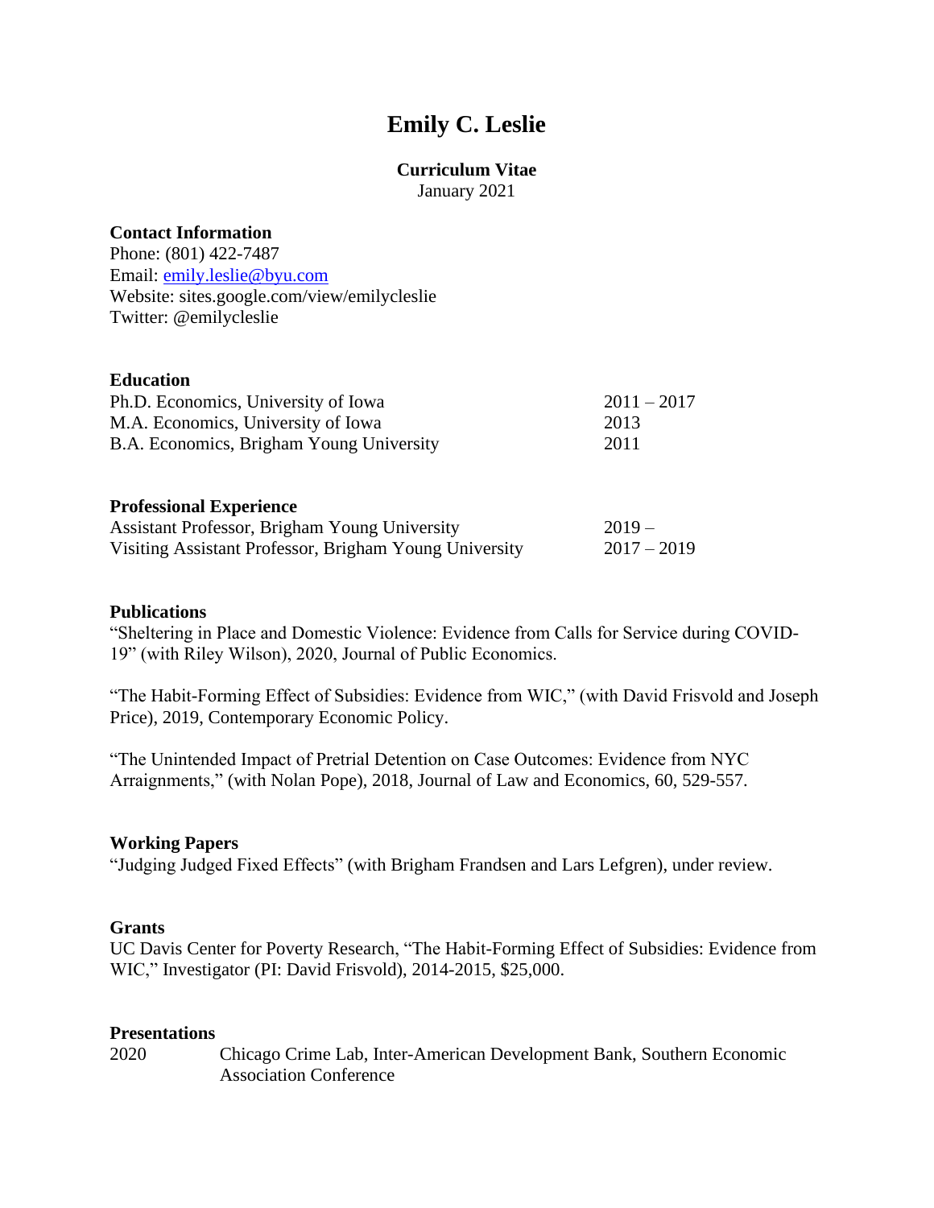# Emily C. Leslie

**Curriculum Vitae**
January 2021

**Contact Information**
Phone: (801) 422-7487
Email: [emily.leslie@byu.com](mailto:emily.leslie@byu.com)
Website: sites.google.com/view/emilycleslie
Twitter: @emilycleslie

**Education**

| | |
|---|---|
| Ph.D. Economics, University of Iowa | 2011 – 2017 |
| M.A. Economics, University of Iowa | 2013 |
| B.A. Economics, Brigham Young University | 2011 |

**Professional Experience**

| | |
|---|---|
| Assistant Professor, Brigham Young University | 2019 – |
| Visiting Assistant Professor, Brigham Young University | 2017 – 2019 |

**Publications**

"Sheltering in Place and Domestic Violence: Evidence from Calls for Service during COVID-19" (with Riley Wilson), 2020, Journal of Public Economics.

"The Habit-Forming Effect of Subsidies: Evidence from WIC," (with David Frisvold and Joseph Price), 2019, Contemporary Economic Policy.

"The Unintended Impact of Pretrial Detention on Case Outcomes: Evidence from NYC Arraignments," (with Nolan Pope), 2018, Journal of Law and Economics, 60, 529-557.

**Working Papers**

"Judging Judged Fixed Effects" (with Brigham Frandsen and Lars Lefgren), under review.

**Grants**

UC Davis Center for Poverty Research, "The Habit-Forming Effect of Subsidies: Evidence from WIC," Investigator (PI: David Frisvold), 2014-2015, $25,000.

**Presentations**

| | |
|---|---|
| 2020 | Chicago Crime Lab, Inter-American Development Bank, Southern Economic Association Conference |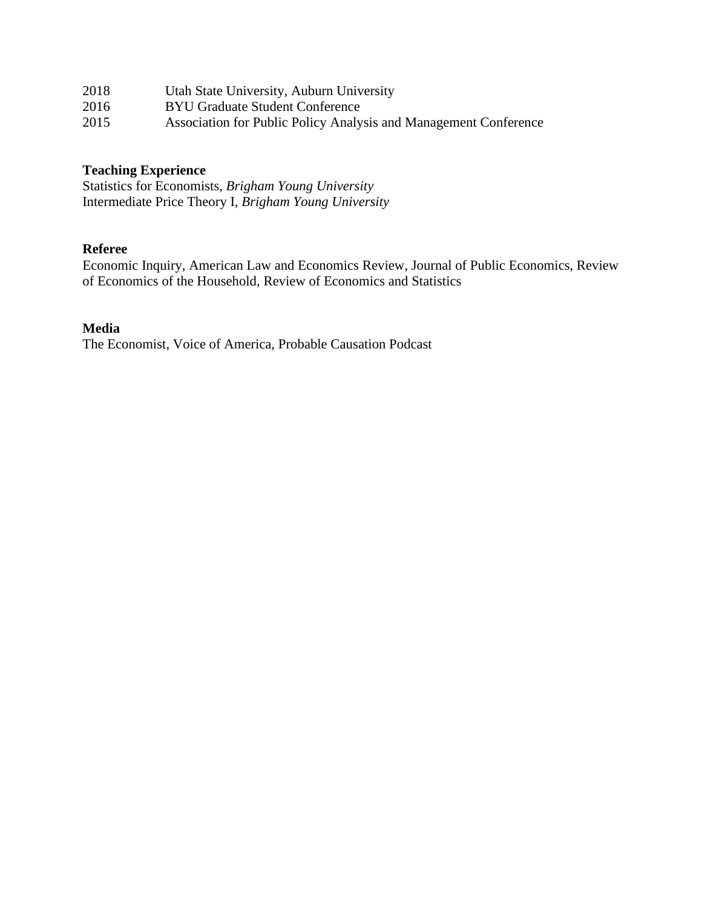2018 Utah State University, Auburn University
2016 BYU Graduate Student Conference
2015 Association for Public Policy Analysis and Management Conference

**Teaching Experience**
Statistics for Economists, *Brigham Young University*
Intermediate Price Theory I, *Brigham Young University*

**Referee**
Economic Inquiry, American Law and Economics Review, Journal of Public Economics, Review of Economics of the Household, Review of Economics and Statistics

**Media**
The Economist, Voice of America, Probable Causation Podcast